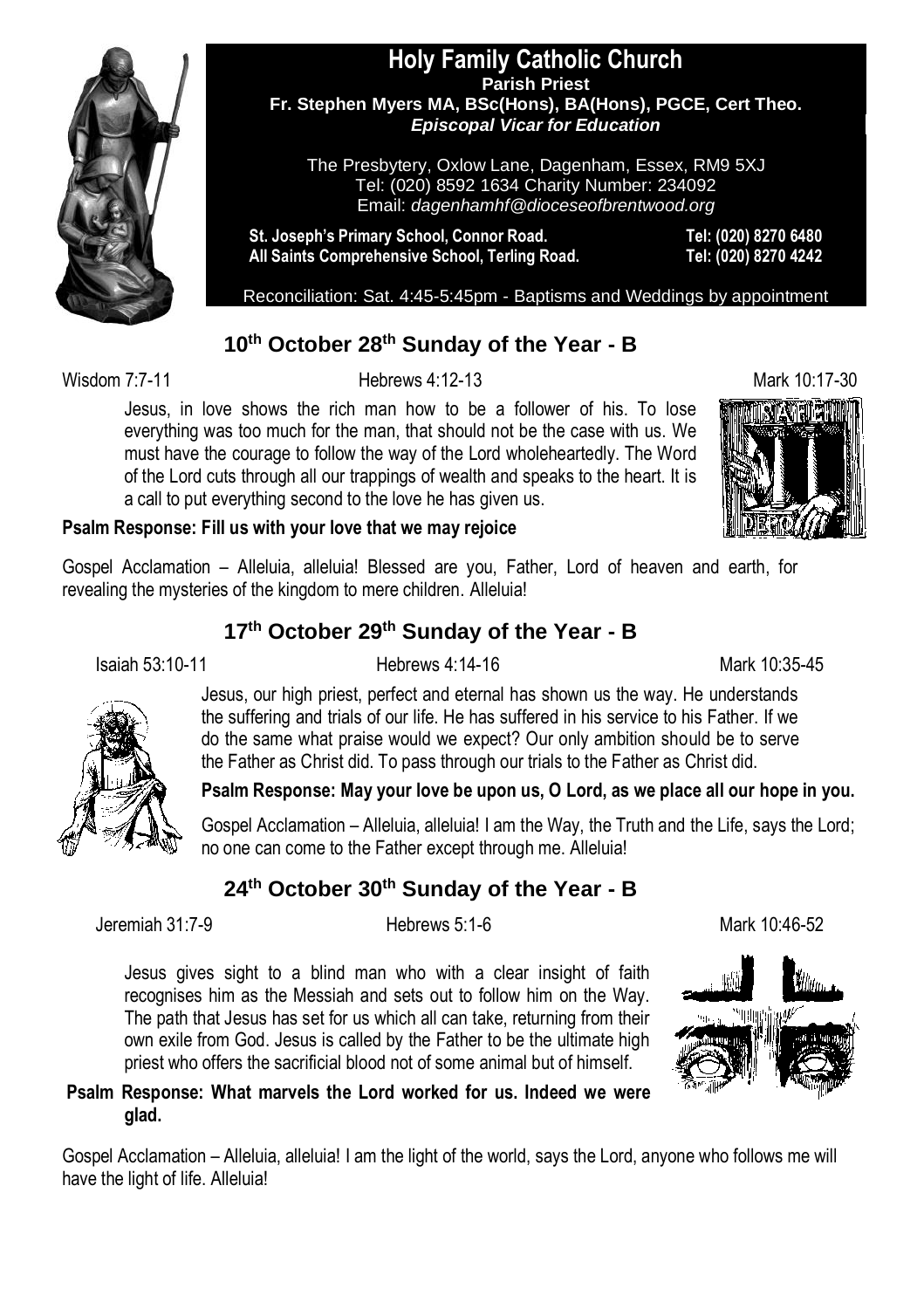# Holy Family Catholic Church

**Parish Priest**
**Fr. Stephen Myers MA, BSc(Hons), BA(Hons), PGCE, Cert Theo.**
***Episcopal Vicar for Education***

The Presbytery, Oxlow Lane, Dagenham, Essex, RM9 5XJ
Tel: (020) 8592 1634 Charity Number: 234092
Email: *dagenhamhf@dioceseofbrentwood.org*

**St. Joseph's Primary School, Connor Road.** **Tel: (020) 8270 6480**
**All Saints Comprehensive School, Terling Road.** **Tel: (020) 8270 4242**

Reconciliation: Sat. 4:45-5:45pm - Baptisms and Weddings by appointment

## 10th October 28th Sunday of the Year - B

Wisdom 7:7-11 Hebrews 4:12-13 Mark 10:17-30

Jesus, in love shows the rich man how to be a follower of his. To lose everything was too much for the man, that should not be the case with us. We must have the courage to follow the way of the Lord wholeheartedly. The Word of the Lord cuts through all our trappings of wealth and speaks to the heart. It is a call to put everything second to the love he has given us.

**Psalm Response: Fill us with your love that we may rejoice**

Gospel Acclamation – Alleluia, alleluia! Blessed are you, Father, Lord of heaven and earth, for revealing the mysteries of the kingdom to mere children. Alleluia!

## 17th October 29th Sunday of the Year - B

Isaiah 53:10-11 Hebrews 4:14-16 Mark 10:35-45

Jesus, our high priest, perfect and eternal has shown us the way. He understands the suffering and trials of our life. He has suffered in his service to his Father. If we do the same what praise would we expect? Our only ambition should be to serve the Father as Christ did. To pass through our trials to the Father as Christ did.

**Psalm Response: May your love be upon us, O Lord, as we place all our hope in you.**

Gospel Acclamation – Alleluia, alleluia! I am the Way, the Truth and the Life, says the Lord; no one can come to the Father except through me. Alleluia!

## 24th October 30th Sunday of the Year - B

Jeremiah 31:7-9 Hebrews 5:1-6 Mark 10:46-52

Jesus gives sight to a blind man who with a clear insight of faith recognises him as the Messiah and sets out to follow him on the Way. The path that Jesus has set for us which all can take, returning from their own exile from God. Jesus is called by the Father to be the ultimate high priest who offers the sacrificial blood not of some animal but of himself.

**Psalm Response: What marvels the Lord worked for us. Indeed we were glad.**

Gospel Acclamation – Alleluia, alleluia! I am the light of the world, says the Lord, anyone who follows me will have the light of life. Alleluia!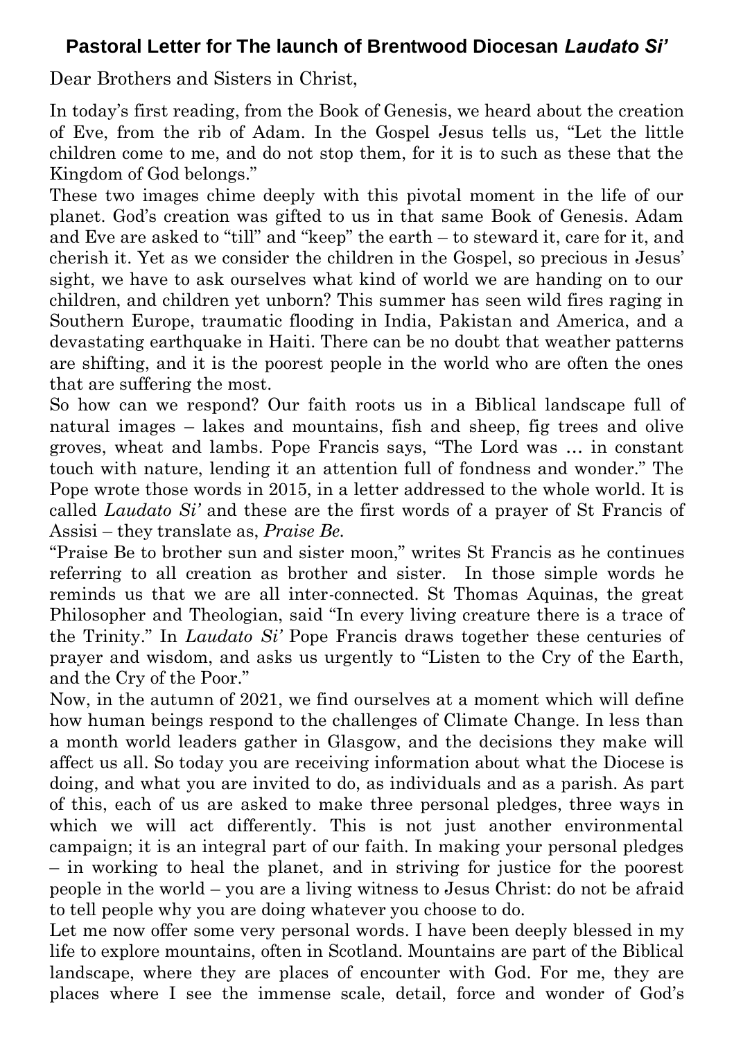# Pastoral Letter for The launch of Brentwood Diocesan *Laudato Si'*

Dear Brothers and Sisters in Christ,

In today's first reading, from the Book of Genesis, we heard about the creation of Eve, from the rib of Adam. In the Gospel Jesus tells us, "Let the little children come to me, and do not stop them, for it is to such as these that the Kingdom of God belongs."

These two images chime deeply with this pivotal moment in the life of our planet. God's creation was gifted to us in that same Book of Genesis. Adam and Eve are asked to "till" and "keep" the earth – to steward it, care for it, and cherish it. Yet as we consider the children in the Gospel, so precious in Jesus' sight, we have to ask ourselves what kind of world we are handing on to our children, and children yet unborn? This summer has seen wild fires raging in Southern Europe, traumatic flooding in India, Pakistan and America, and a devastating earthquake in Haiti. There can be no doubt that weather patterns are shifting, and it is the poorest people in the world who are often the ones that are suffering the most.

So how can we respond? Our faith roots us in a Biblical landscape full of natural images – lakes and mountains, fish and sheep, fig trees and olive groves, wheat and lambs. Pope Francis says, "The Lord was … in constant touch with nature, lending it an attention full of fondness and wonder." The Pope wrote those words in 2015, in a letter addressed to the whole world. It is called *Laudato Si'* and these are the first words of a prayer of St Francis of Assisi – they translate as, *Praise Be.*

"Praise Be to brother sun and sister moon," writes St Francis as he continues referring to all creation as brother and sister. In those simple words he reminds us that we are all inter-connected. St Thomas Aquinas, the great Philosopher and Theologian, said "In every living creature there is a trace of the Trinity." In *Laudato Si'* Pope Francis draws together these centuries of prayer and wisdom, and asks us urgently to "Listen to the Cry of the Earth, and the Cry of the Poor."

Now, in the autumn of 2021, we find ourselves at a moment which will define how human beings respond to the challenges of Climate Change. In less than a month world leaders gather in Glasgow, and the decisions they make will affect us all. So today you are receiving information about what the Diocese is doing, and what you are invited to do, as individuals and as a parish. As part of this, each of us are asked to make three personal pledges, three ways in which we will act differently. This is not just another environmental campaign; it is an integral part of our faith. In making your personal pledges – in working to heal the planet, and in striving for justice for the poorest people in the world – you are a living witness to Jesus Christ: do not be afraid to tell people why you are doing whatever you choose to do.

Let me now offer some very personal words. I have been deeply blessed in my life to explore mountains, often in Scotland. Mountains are part of the Biblical landscape, where they are places of encounter with God. For me, they are places where I see the immense scale, detail, force and wonder of God's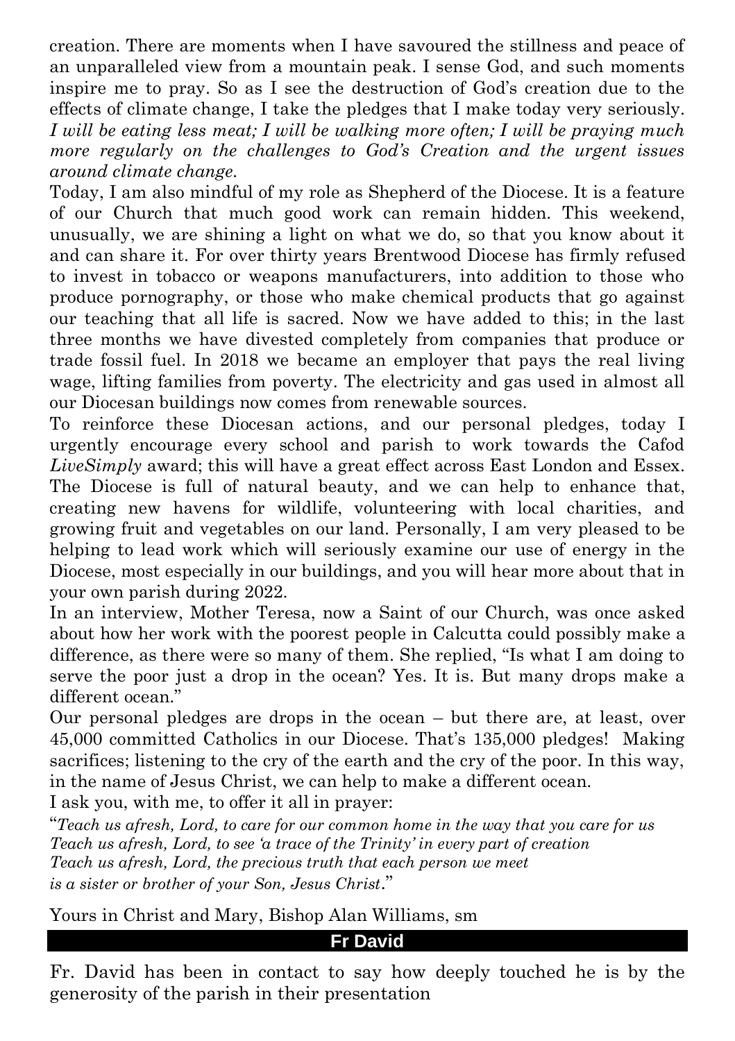creation. There are moments when I have savoured the stillness and peace of an unparalleled view from a mountain peak. I sense God, and such moments inspire me to pray. So as I see the destruction of God's creation due to the effects of climate change, I take the pledges that I make today very seriously. *I will be eating less meat; I will be walking more often; I will be praying much more regularly on the challenges to God's Creation and the urgent issues around climate change.*

Today, I am also mindful of my role as Shepherd of the Diocese. It is a feature of our Church that much good work can remain hidden. This weekend, unusually, we are shining a light on what we do, so that you know about it and can share it. For over thirty years Brentwood Diocese has firmly refused to invest in tobacco or weapons manufacturers, into addition to those who produce pornography, or those who make chemical products that go against our teaching that all life is sacred. Now we have added to this; in the last three months we have divested completely from companies that produce or trade fossil fuel. In 2018 we became an employer that pays the real living wage, lifting families from poverty. The electricity and gas used in almost all our Diocesan buildings now comes from renewable sources.

To reinforce these Diocesan actions, and our personal pledges, today I urgently encourage every school and parish to work towards the Cafod *LiveSimply* award; this will have a great effect across East London and Essex. The Diocese is full of natural beauty, and we can help to enhance that, creating new havens for wildlife, volunteering with local charities, and growing fruit and vegetables on our land. Personally, I am very pleased to be helping to lead work which will seriously examine our use of energy in the Diocese, most especially in our buildings, and you will hear more about that in your own parish during 2022.

In an interview, Mother Teresa, now a Saint of our Church, was once asked about how her work with the poorest people in Calcutta could possibly make a difference, as there were so many of them. She replied, "Is what I am doing to serve the poor just a drop in the ocean? Yes. It is. But many drops make a different ocean."

Our personal pledges are drops in the ocean – but there are, at least, over 45,000 committed Catholics in our Diocese. That's 135,000 pledges! Making sacrifices; listening to the cry of the earth and the cry of the poor. In this way, in the name of Jesus Christ, we can help to make a different ocean.

I ask you, with me, to offer it all in prayer:

"*Teach us afresh, Lord, to care for our common home in the way that you care for us*
*Teach us afresh, Lord, to see 'a trace of the Trinity' in every part of creation*
*Teach us afresh, Lord, the precious truth that each person we meet*
*is a sister or brother of your Son, Jesus Christ*."

Yours in Christ and Mary, Bishop Alan Williams, sm

## Fr David

Fr. David has been in contact to say how deeply touched he is by the generosity of the parish in their presentation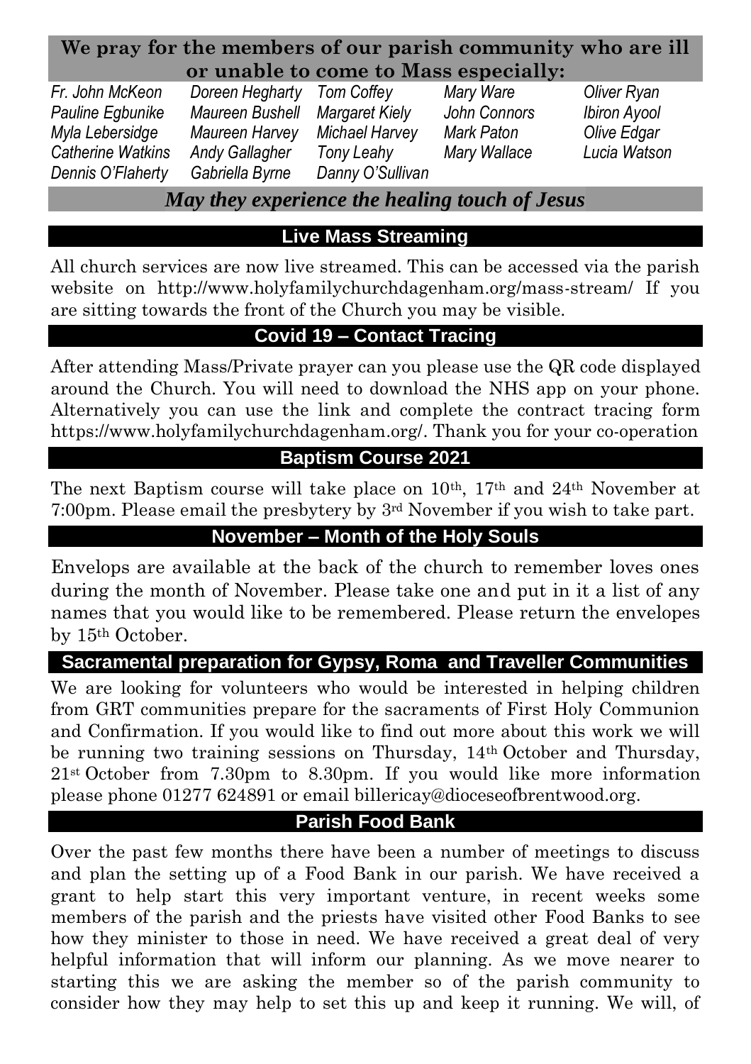**We pray for the members of our parish community who are ill or unable to come to Mass especially:**

| | | | | |
|---|---|---|---|---|
| *Fr. John McKeon* | *Doreen Hegharty* | *Tom Coffey* | *Mary Ware* | *Oliver Ryan* |
| *Pauline Egbunike* | *Maureen Bushell* | *Margaret Kiely* | *John Connors* | *Ibiron Ayool* |
| *Myla Lebersidge* | *Maureen Harvey* | *Michael Harvey* | *Mark Paton* | *Olive Edgar* |
| *Catherine Watkins* | *Andy Gallagher* | *Tony Leahy* | *Mary Wallace* | *Lucia Watson* |
| *Dennis O'Flaherty* | *Gabriella Byrne* | *Danny O'Sullivan* | | |

***May they experience the healing touch of Jesus***

## Live Mass Streaming

All church services are now live streamed. This can be accessed via the parish website on http://www.holyfamilychurchdagenham.org/mass-stream/ If you are sitting towards the front of the Church you may be visible.

## Covid 19 – Contact Tracing

After attending Mass/Private prayer can you please use the QR code displayed around the Church. You will need to download the NHS app on your phone. Alternatively you can use the link and complete the contract tracing form https://www.holyfamilychurchdagenham.org/. Thank you for your co-operation

## Baptism Course 2021

The next Baptism course will take place on 10th, 17th and 24th November at 7:00pm. Please email the presbytery by 3rd November if you wish to take part.

## November – Month of the Holy Souls

Envelops are available at the back of the church to remember loves ones during the month of November. Please take one and put in it a list of any names that you would like to be remembered. Please return the envelopes by 15th October.

## Sacramental preparation for Gypsy, Roma and Traveller Communities

We are looking for volunteers who would be interested in helping children from GRT communities prepare for the sacraments of First Holy Communion and Confirmation. If you would like to find out more about this work we will be running two training sessions on Thursday, 14th October and Thursday, 21st October from 7.30pm to 8.30pm. If you would like more information please phone 01277 624891 or email billericay@dioceseofbrentwood.org.

## Parish Food Bank

Over the past few months there have been a number of meetings to discuss and plan the setting up of a Food Bank in our parish. We have received a grant to help start this very important venture, in recent weeks some members of the parish and the priests have visited other Food Banks to see how they minister to those in need. We have received a great deal of very helpful information that will inform our planning. As we move nearer to starting this we are asking the member so of the parish community to consider how they may help to set this up and keep it running. We will, of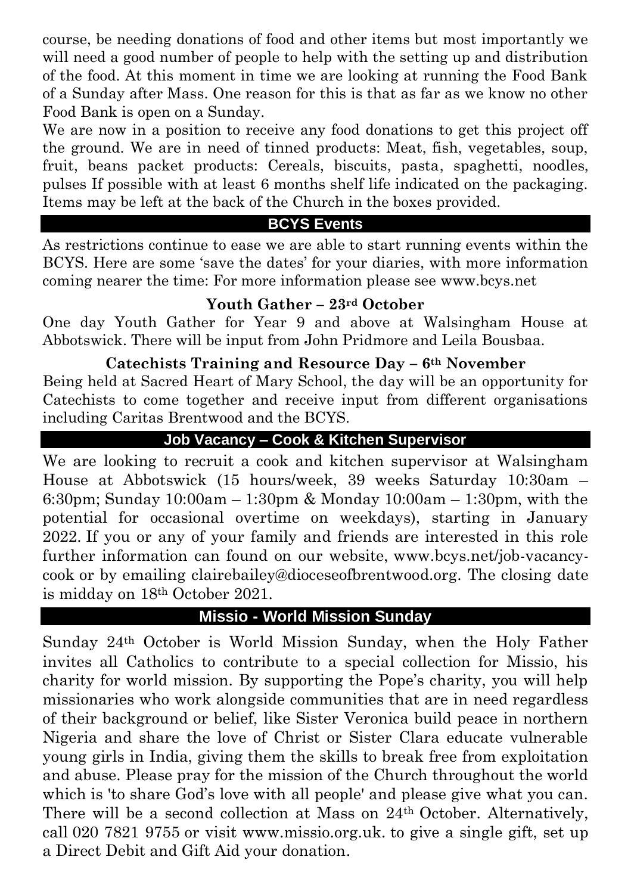course, be needing donations of food and other items but most importantly we will need a good number of people to help with the setting up and distribution of the food. At this moment in time we are looking at running the Food Bank of a Sunday after Mass. One reason for this is that as far as we know no other Food Bank is open on a Sunday.

We are now in a position to receive any food donations to get this project off the ground. We are in need of tinned products: Meat, fish, vegetables, soup, fruit, beans packet products: Cereals, biscuits, pasta, spaghetti, noodles, pulses If possible with at least 6 months shelf life indicated on the packaging. Items may be left at the back of the Church in the boxes provided.

## BCYS Events

As restrictions continue to ease we are able to start running events within the BCYS. Here are some 'save the dates' for your diaries, with more information coming nearer the time: For more information please see www.bcys.net

**Youth Gather – 23rd October**

One day Youth Gather for Year 9 and above at Walsingham House at Abbotswick. There will be input from John Pridmore and Leila Bousbaa.

**Catechists Training and Resource Day – 6th November**

Being held at Sacred Heart of Mary School, the day will be an opportunity for Catechists to come together and receive input from different organisations including Caritas Brentwood and the BCYS.

## Job Vacancy – Cook & Kitchen Supervisor

We are looking to recruit a cook and kitchen supervisor at Walsingham House at Abbotswick (15 hours/week, 39 weeks Saturday 10:30am – 6:30pm; Sunday 10:00am – 1:30pm & Monday 10:00am – 1:30pm, with the potential for occasional overtime on weekdays), starting in January 2022. If you or any of your family and friends are interested in this role further information can found on our website, www.bcys.net/job-vacancy-cook or by emailing clairebailey@dioceseofbrentwood.org. The closing date is midday on 18th October 2021.

## Missio - World Mission Sunday

Sunday 24th October is World Mission Sunday, when the Holy Father invites all Catholics to contribute to a special collection for Missio, his charity for world mission. By supporting the Pope's charity, you will help missionaries who work alongside communities that are in need regardless of their background or belief, like Sister Veronica build peace in northern Nigeria and share the love of Christ or Sister Clara educate vulnerable young girls in India, giving them the skills to break free from exploitation and abuse. Please pray for the mission of the Church throughout the world which is 'to share God's love with all people' and please give what you can. There will be a second collection at Mass on 24th October. Alternatively, call 020 7821 9755 or visit www.missio.org.uk. to give a single gift, set up a Direct Debit and Gift Aid your donation.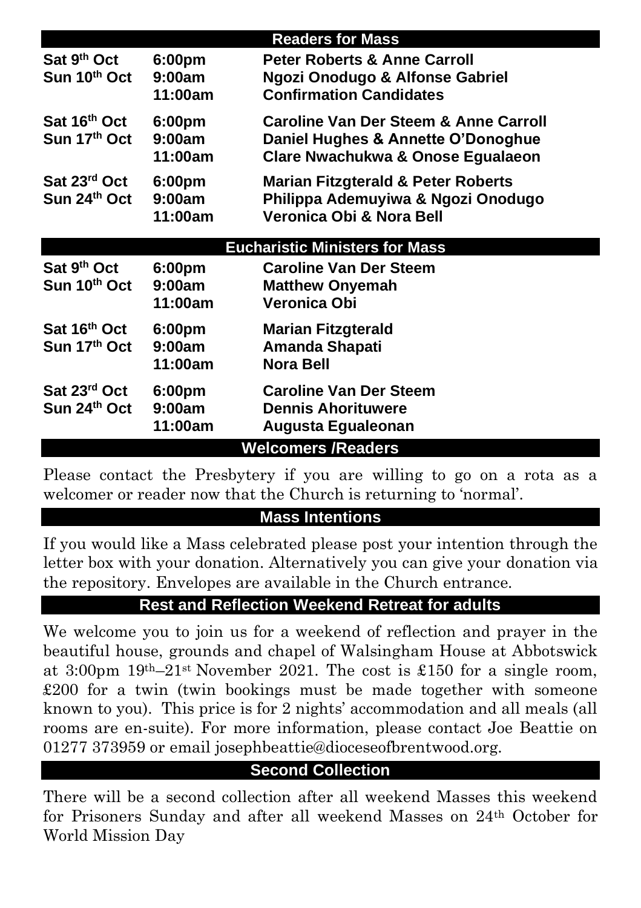## Readers for Mass

| | | |
|---|---|---|
| Sat 9th Oct | 6:00pm | Peter Roberts & Anne Carroll |
| Sun 10th Oct | 9:00am | Ngozi Onodugo & Alfonse Gabriel |
| | 11:00am | Confirmation Candidates |
| Sat 16th Oct | 6:00pm | Caroline Van Der Steem & Anne Carroll |
| Sun 17th Oct | 9:00am | Daniel Hughes & Annette O'Donoghue |
| | 11:00am | Clare Nwachukwa & Onose Egualaeon |
| Sat 23rd Oct | 6:00pm | Marian Fitzgterald & Peter Roberts |
| Sun 24th Oct | 9:00am | Philippa Ademuyiwa & Ngozi Onodugo |
| | 11:00am | Veronica Obi & Nora Bell |

## Eucharistic Ministers for Mass

| | | |
|---|---|---|
| Sat 9th Oct | 6:00pm | Caroline Van Der Steem |
| Sun 10th Oct | 9:00am | Matthew Onyemah |
| | 11:00am | Veronica Obi |
| Sat 16th Oct | 6:00pm | Marian Fitzgterald |
| Sun 17th Oct | 9:00am | Amanda Shapati |
| | 11:00am | Nora Bell |
| Sat 23rd Oct | 6:00pm | Caroline Van Der Steem |
| Sun 24th Oct | 9:00am | Dennis Ahorituwere |
| | 11:00am | Augusta Egualeonan |

## Welcomers /Readers

Please contact the Presbytery if you are willing to go on a rota as a welcomer or reader now that the Church is returning to 'normal'.

## Mass Intentions

If you would like a Mass celebrated please post your intention through the letter box with your donation. Alternatively you can give your donation via the repository. Envelopes are available in the Church entrance.

## Rest and Reflection Weekend Retreat for adults

We welcome you to join us for a weekend of reflection and prayer in the beautiful house, grounds and chapel of Walsingham House at Abbotswick at 3:00pm 19th–21st November 2021. The cost is £150 for a single room, £200 for a twin (twin bookings must be made together with someone known to you). This price is for 2 nights' accommodation and all meals (all rooms are en-suite). For more information, please contact Joe Beattie on 01277 373959 or email josephbeattie@dioceseofbrentwood.org.

## Second Collection

There will be a second collection after all weekend Masses this weekend for Prisoners Sunday and after all weekend Masses on 24th October for World Mission Day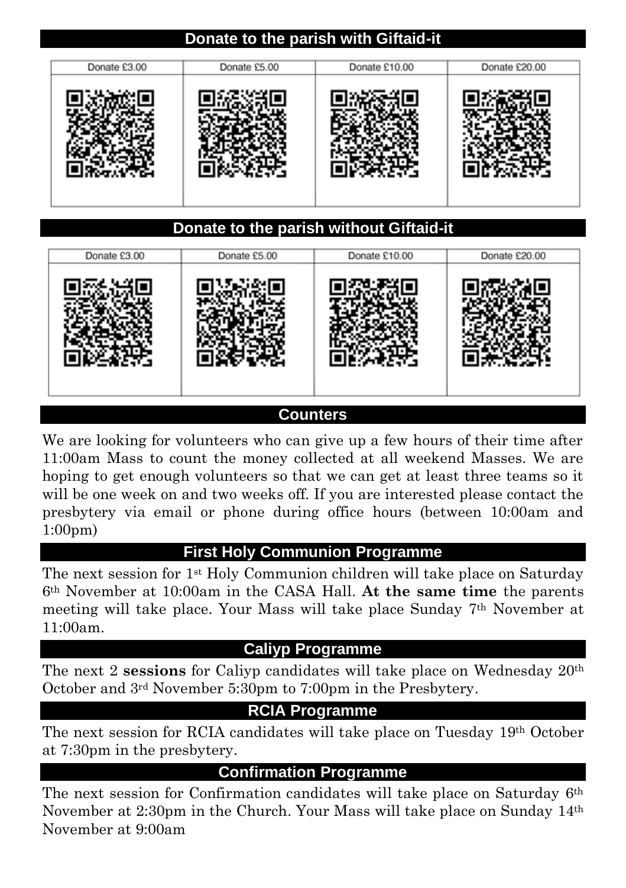## Donate to the parish with Giftaid-it

| Donate £3.00 | Donate £5.00 | Donate £10.00 | Donate £20.00 |
|---|---|---|---|
| | | | |

## Donate to the parish without Giftaid-it

| Donate £3.00 | Donate £5.00 | Donate £10.00 | Donate £20.00 |
|---|---|---|---|
| | | | |

## Counters

We are looking for volunteers who can give up a few hours of their time after 11:00am Mass to count the money collected at all weekend Masses. We are hoping to get enough volunteers so that we can get at least three teams so it will be one week on and two weeks off. If you are interested please contact the presbytery via email or phone during office hours (between 10:00am and 1:00pm)

## First Holy Communion Programme

The next session for 1st Holy Communion children will take place on Saturday 6th November at 10:00am in the CASA Hall. **At the same time** the parents meeting will take place. Your Mass will take place Sunday 7th November at 11:00am.

## Caliyp Programme

The next 2 **sessions** for Caliyp candidates will take place on Wednesday 20th October and 3rd November 5:30pm to 7:00pm in the Presbytery.

## RCIA Programme

The next session for RCIA candidates will take place on Tuesday 19th October at 7:30pm in the presbytery.

## Confirmation Programme

The next session for Confirmation candidates will take place on Saturday 6th November at 2:30pm in the Church. Your Mass will take place on Sunday 14th November at 9:00am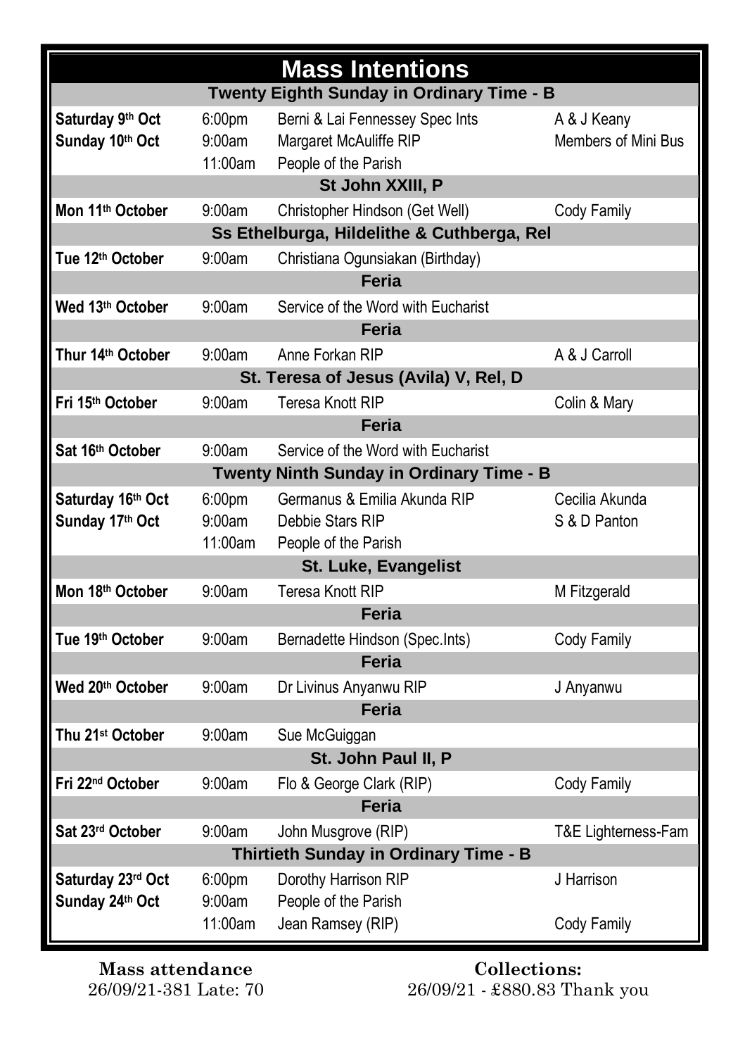# Mass Intentions

| | | | |
|---|---|---|---|
| **Twenty Eighth Sunday in Ordinary Time - B** | | | |
| **Saturday 9th Oct** | 6:00pm | Berni & Lai Fennessey Spec Ints | A & J Keany |
| **Sunday 10th Oct** | 9:00am | Margaret McAuliffe RIP | Members of Mini Bus |
| | 11:00am | People of the Parish | |
| **St John XXIII, P** | | | |
| **Mon 11th October** | 9:00am | Christopher Hindson (Get Well) | Cody Family |
| **Ss Ethelburga, Hildelithe & Cuthberga, Rel** | | | |
| **Tue 12th October** | 9:00am | Christiana Ogunsiakan (Birthday) | |
| **Feria** | | | |
| **Wed 13th October** | 9:00am | Service of the Word with Eucharist | |
| **Feria** | | | |
| **Thur 14th October** | 9:00am | Anne Forkan RIP | A & J Carroll |
| **St. Teresa of Jesus (Avila) V, Rel, D** | | | |
| **Fri 15th October** | 9:00am | Teresa Knott RIP | Colin & Mary |
| **Feria** | | | |
| **Sat 16th October** | 9:00am | Service of the Word with Eucharist | |
| **Twenty Ninth Sunday in Ordinary Time - B** | | | |
| **Saturday 16th Oct** | 6:00pm | Germanus & Emilia Akunda RIP | Cecilia Akunda |
| **Sunday 17th Oct** | 9:00am | Debbie Stars RIP | S & D Panton |
| | 11:00am | People of the Parish | |
| **St. Luke, Evangelist** | | | |
| **Mon 18th October** | 9:00am | Teresa Knott RIP | M Fitzgerald |
| **Feria** | | | |
| **Tue 19th October** | 9:00am | Bernadette Hindson (Spec.Ints) | Cody Family |
| **Feria** | | | |
| **Wed 20th October** | 9:00am | Dr Livinus Anyanwu RIP | J Anyanwu |
| **Feria** | | | |
| **Thu 21st October** | 9:00am | Sue McGuiggan | |
| **St. John Paul II, P** | | | |
| **Fri 22nd October** | 9:00am | Flo & George Clark (RIP) | Cody Family |
| **Feria** | | | |
| **Sat 23rd October** | 9:00am | John Musgrove (RIP) | T&E Lighterness-Fam |
| **Thirtieth Sunday in Ordinary Time - B** | | | |
| **Saturday 23rd Oct** | 6:00pm | Dorothy Harrison RIP | J Harrison |
| **Sunday 24th Oct** | 9:00am | People of the Parish | |
| | 11:00am | Jean Ramsey (RIP) | Cody Family |

**Mass attendance**
26/09/21-381 Late: 70

**Collections:**
26/09/21 - £880.83 Thank you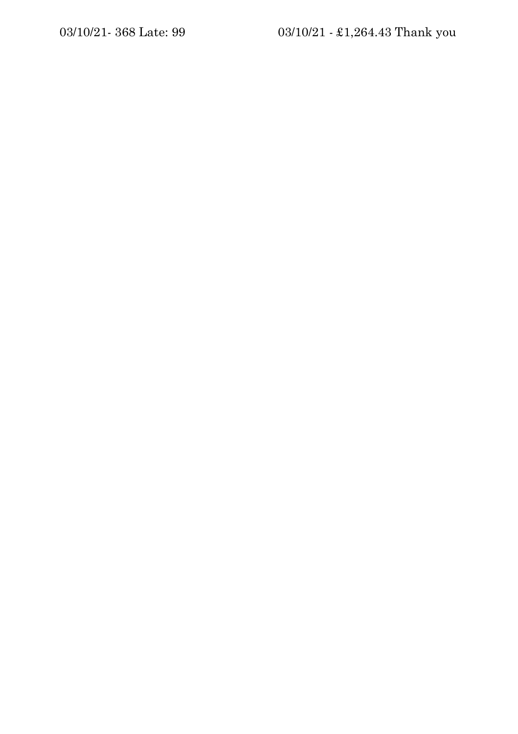03/10/21- 368 Late: 99

03/10/21 - £1,264.43 Thank you